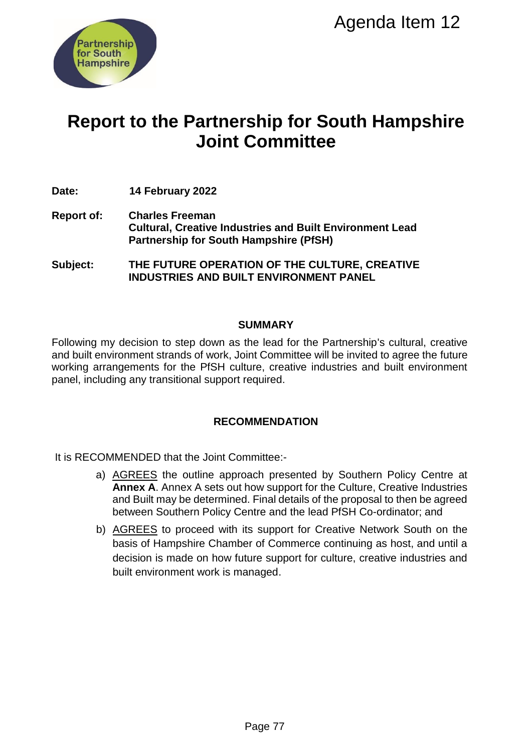Agenda Item 12

# Report to the Partnership for South Hampshire Joint Committee

**Date:** **14 February 2022**

**Report of:** **Charles Freeman**
**Cultural, Creative Industries and Built Environment Lead**
**Partnership for South Hampshire (PfSH)**

**Subject:** **THE FUTURE OPERATION OF THE CULTURE, CREATIVE INDUSTRIES AND BUILT ENVIRONMENT PANEL**

## SUMMARY

Following my decision to step down as the lead for the Partnership's cultural, creative and built environment strands of work, Joint Committee will be invited to agree the future working arrangements for the PfSH culture, creative industries and built environment panel, including any transitional support required.

## RECOMMENDATION

It is RECOMMENDED that the Joint Committee:-

a) AGREES the outline approach presented by Southern Policy Centre at **Annex A**. Annex A sets out how support for the Culture, Creative Industries and Built may be determined. Final details of the proposal to then be agreed between Southern Policy Centre and the lead PfSH Co-ordinator; and

b) AGREES to proceed with its support for Creative Network South on the basis of Hampshire Chamber of Commerce continuing as host, and until a decision is made on how future support for culture, creative industries and built environment work is managed.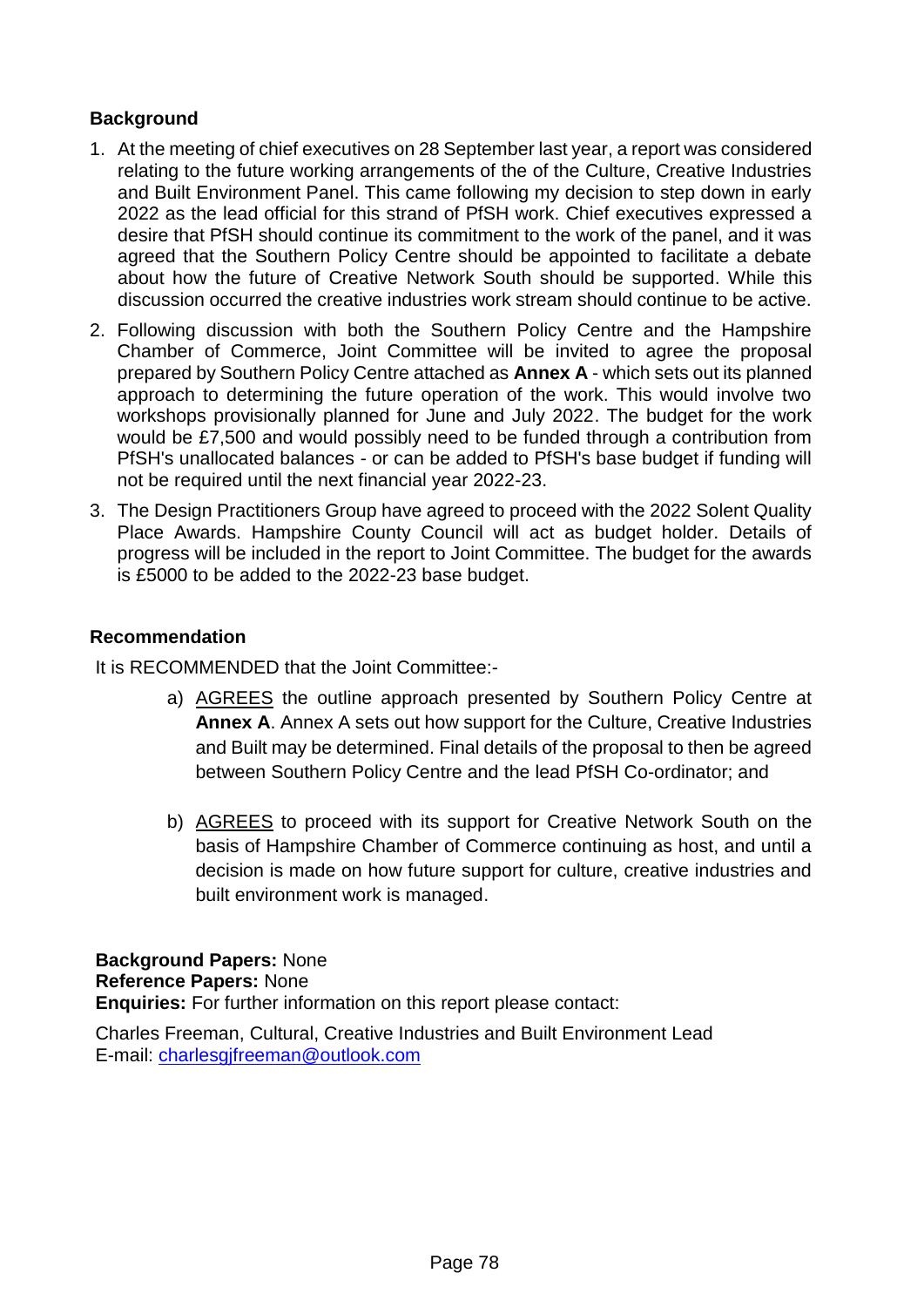**Background**

1. At the meeting of chief executives on 28 September last year, a report was considered relating to the future working arrangements of the of the Culture, Creative Industries and Built Environment Panel. This came following my decision to step down in early 2022 as the lead official for this strand of PfSH work. Chief executives expressed a desire that PfSH should continue its commitment to the work of the panel, and it was agreed that the Southern Policy Centre should be appointed to facilitate a debate about how the future of Creative Network South should be supported. While this discussion occurred the creative industries work stream should continue to be active.
2. Following discussion with both the Southern Policy Centre and the Hampshire Chamber of Commerce, Joint Committee will be invited to agree the proposal prepared by Southern Policy Centre attached as **Annex A** - which sets out its planned approach to determining the future operation of the work. This would involve two workshops provisionally planned for June and July 2022. The budget for the work would be £7,500 and would possibly need to be funded through a contribution from PfSH's unallocated balances - or can be added to PfSH's base budget if funding will not be required until the next financial year 2022-23.
3. The Design Practitioners Group have agreed to proceed with the 2022 Solent Quality Place Awards. Hampshire County Council will act as budget holder. Details of progress will be included in the report to Joint Committee. The budget for the awards is £5000 to be added to the 2022-23 base budget.

**Recommendation**

It is RECOMMENDED that the Joint Committee:-

a) AGREES the outline approach presented by Southern Policy Centre at **Annex A**. Annex A sets out how support for the Culture, Creative Industries and Built may be determined. Final details of the proposal to then be agreed between Southern Policy Centre and the lead PfSH Co-ordinator; and

b) AGREES to proceed with its support for Creative Network South on the basis of Hampshire Chamber of Commerce continuing as host, and until a decision is made on how future support for culture, creative industries and built environment work is managed.

**Background Papers:** None
**Reference Papers:** None
**Enquiries:** For further information on this report please contact:

Charles Freeman, Cultural, Creative Industries and Built Environment Lead
E-mail: charlesgjfreeman@outlook.com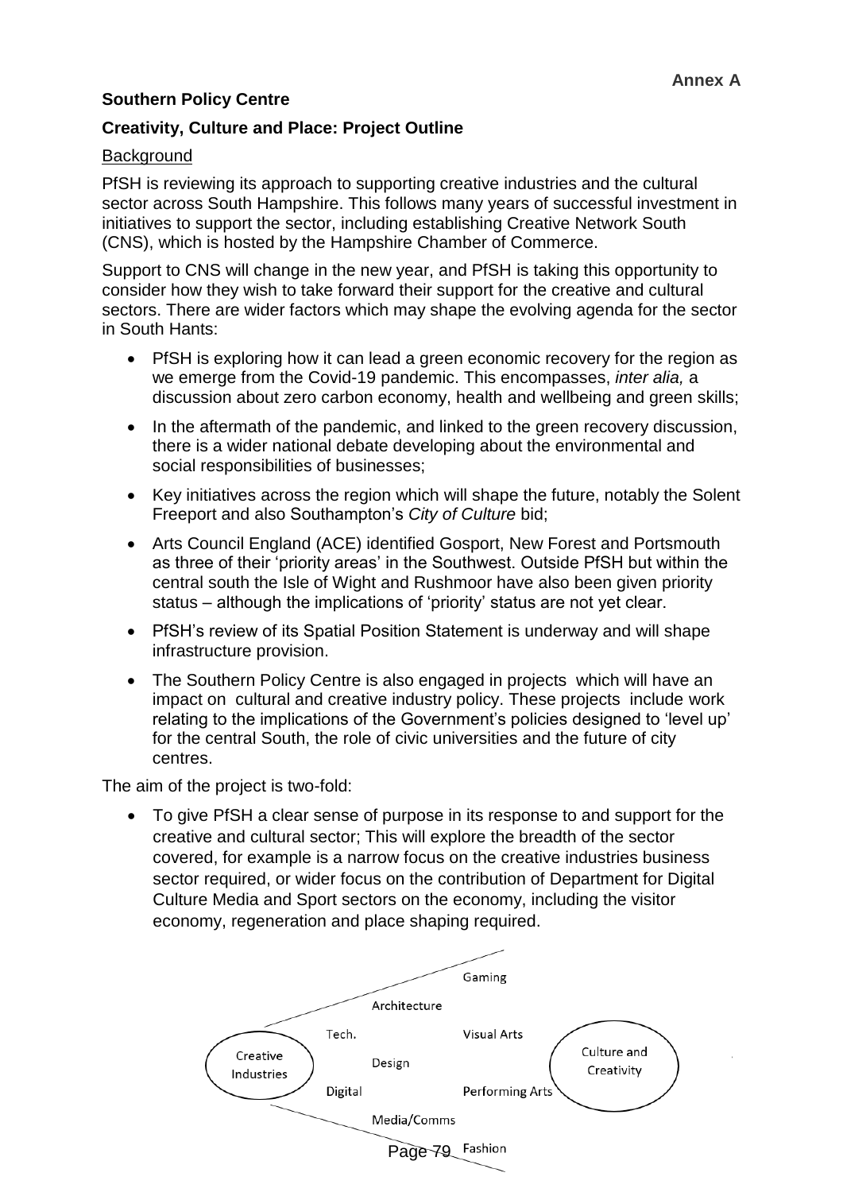**Annex A**

**Southern Policy Centre**

**Creativity, Culture and Place: Project Outline**

Background

PfSH is reviewing its approach to supporting creative industries and the cultural sector across South Hampshire. This follows many years of successful investment in initiatives to support the sector, including establishing Creative Network South (CNS), which is hosted by the Hampshire Chamber of Commerce.

Support to CNS will change in the new year, and PfSH is taking this opportunity to consider how they wish to take forward their support for the creative and cultural sectors. There are wider factors which may shape the evolving agenda for the sector in South Hants:

- PfSH is exploring how it can lead a green economic recovery for the region as we emerge from the Covid-19 pandemic. This encompasses, *inter alia,* a discussion about zero carbon economy, health and wellbeing and green skills;
- In the aftermath of the pandemic, and linked to the green recovery discussion, there is a wider national debate developing about the environmental and social responsibilities of businesses;
- Key initiatives across the region which will shape the future, notably the Solent Freeport and also Southampton's *City of Culture* bid;
- Arts Council England (ACE) identified Gosport, New Forest and Portsmouth as three of their 'priority areas' in the Southwest. Outside PfSH but within the central south the Isle of Wight and Rushmoor have also been given priority status – although the implications of 'priority' status are not yet clear.
- PfSH's review of its Spatial Position Statement is underway and will shape infrastructure provision.
- The Southern Policy Centre is also engaged in projects which will have an impact on cultural and creative industry policy. These projects include work relating to the implications of the Government's policies designed to 'level up' for the central South, the role of civic universities and the future of city centres.

The aim of the project is two-fold:

- To give PfSH a clear sense of purpose in its response to and support for the creative and cultural sector; This will explore the breadth of the sector covered, for example is a narrow focus on the creative industries business sector required, or wider focus on the contribution of Department for Digital Culture Media and Sport sectors on the economy, including the visitor economy, regeneration and place shaping required.

Creative Industries — Tech. — Digital — Architecture — Design — Media/Comms — Gaming — Visual Arts — Performing Arts — Fashion — Culture and Creativity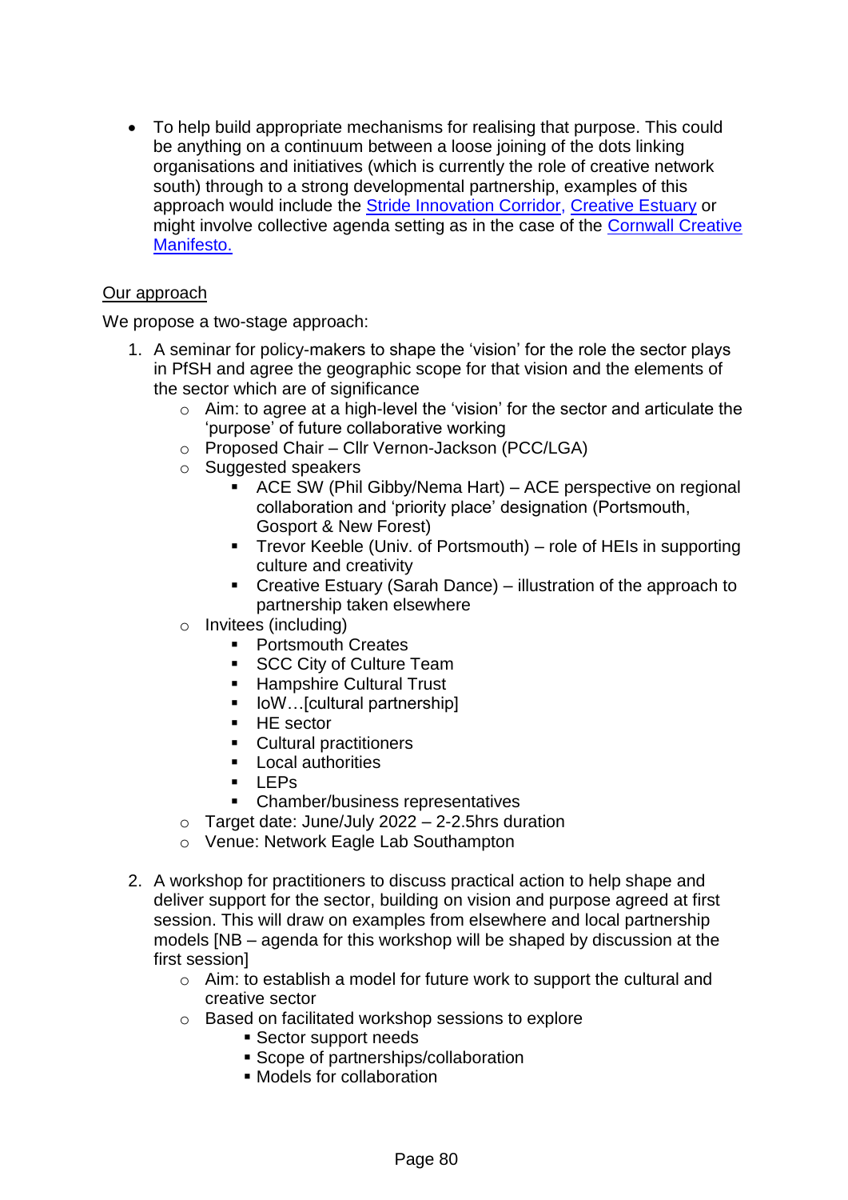- To help build appropriate mechanisms for realising that purpose. This could be anything on a continuum between a loose joining of the dots linking organisations and initiatives (which is currently the role of creative network south) through to a strong developmental partnership, examples of this approach would include the Stride Innovation Corridor, Creative Estuary or might involve collective agenda setting as in the case of the Cornwall Creative Manifesto.

<u>Our approach</u>

We propose a two-stage approach:

1. A seminar for policy-makers to shape the 'vision' for the role the sector plays in PfSH and agree the geographic scope for that vision and the elements of the sector which are of significance
    - Aim: to agree at a high-level the 'vision' for the sector and articulate the 'purpose' of future collaborative working
    - Proposed Chair – Cllr Vernon-Jackson (PCC/LGA)
    - Suggested speakers
        - ACE SW (Phil Gibby/Nema Hart) – ACE perspective on regional collaboration and 'priority place' designation (Portsmouth, Gosport & New Forest)
        - Trevor Keeble (Univ. of Portsmouth) – role of HEIs in supporting culture and creativity
        - Creative Estuary (Sarah Dance) – illustration of the approach to partnership taken elsewhere
    - Invitees (including)
        - Portsmouth Creates
        - SCC City of Culture Team
        - Hampshire Cultural Trust
        - IoW…[cultural partnership]
        - HE sector
        - Cultural practitioners
        - Local authorities
        - LEPs
        - Chamber/business representatives
    - Target date: June/July 2022 – 2-2.5hrs duration
    - Venue: Network Eagle Lab Southampton

2. A workshop for practitioners to discuss practical action to help shape and deliver support for the sector, building on vision and purpose agreed at first session. This will draw on examples from elsewhere and local partnership models [NB – agenda for this workshop will be shaped by discussion at the first session]
    - Aim: to establish a model for future work to support the cultural and creative sector
    - Based on facilitated workshop sessions to explore
        - Sector support needs
        - Scope of partnerships/collaboration
        - Models for collaboration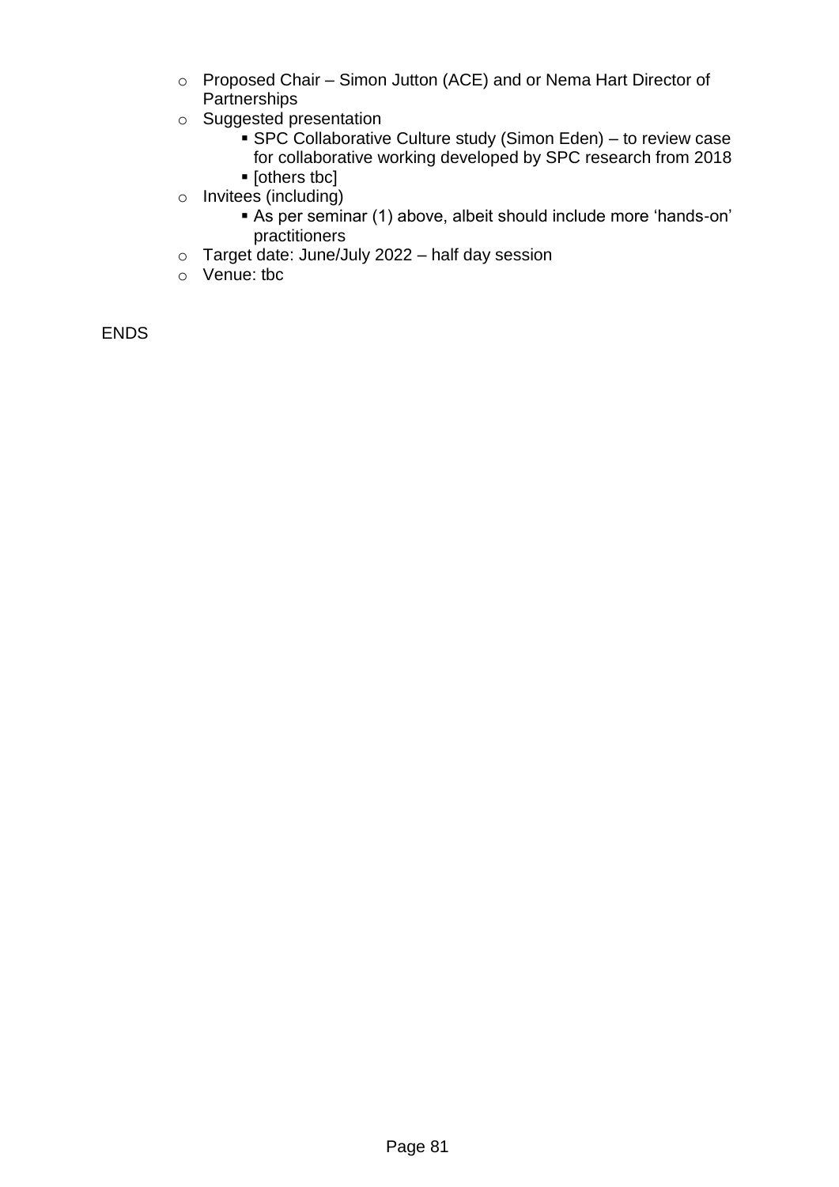- Proposed Chair – Simon Jutton (ACE) and or Nema Hart Director of Partnerships
- Suggested presentation
  - SPC Collaborative Culture study (Simon Eden) – to review case for collaborative working developed by SPC research from 2018
  - [others tbc]
- Invitees (including)
  - As per seminar (1) above, albeit should include more 'hands-on' practitioners
- Target date: June/July 2022 – half day session
- Venue: tbc

ENDS